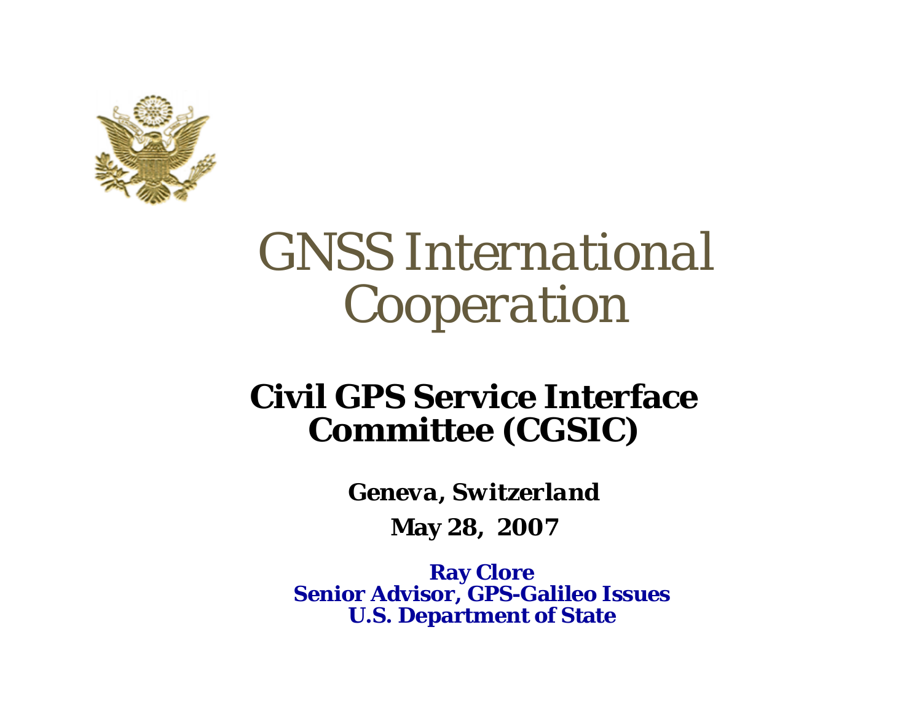# GNSS International Cooperation

## Civil GPS Service Interface Committee (CGSIC)

***Geneva, Switzerland***

**May 28, 2007**

**Ray Clore**
**Senior Advisor, GPS-Galileo Issues**
**U.S. Department of State**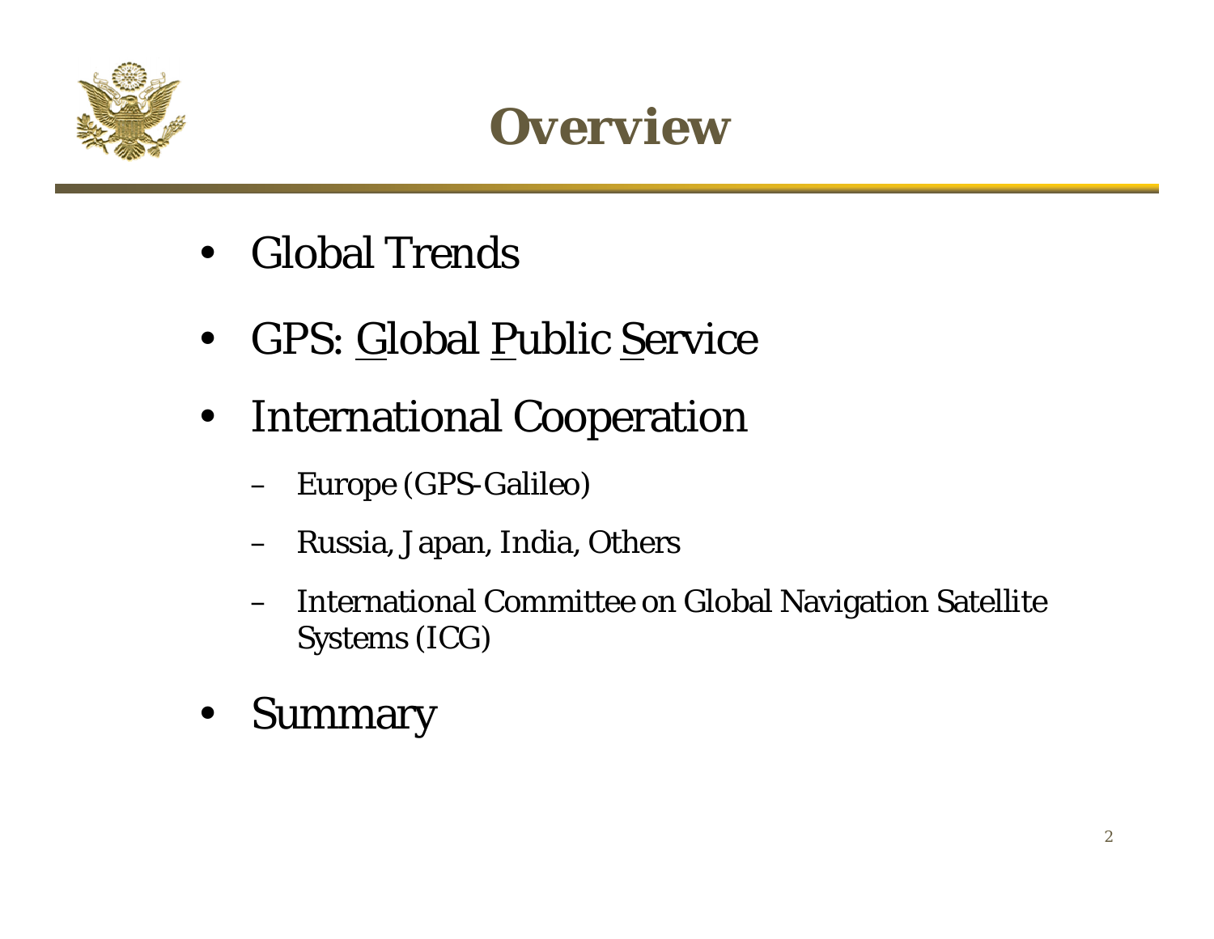# Overview

- Global Trends
- GPS: Global Public Service
- International Cooperation
  - Europe (GPS-Galileo)
  - Russia, Japan, India, Others
  - International Committee on Global Navigation Satellite Systems (ICG)
- Summary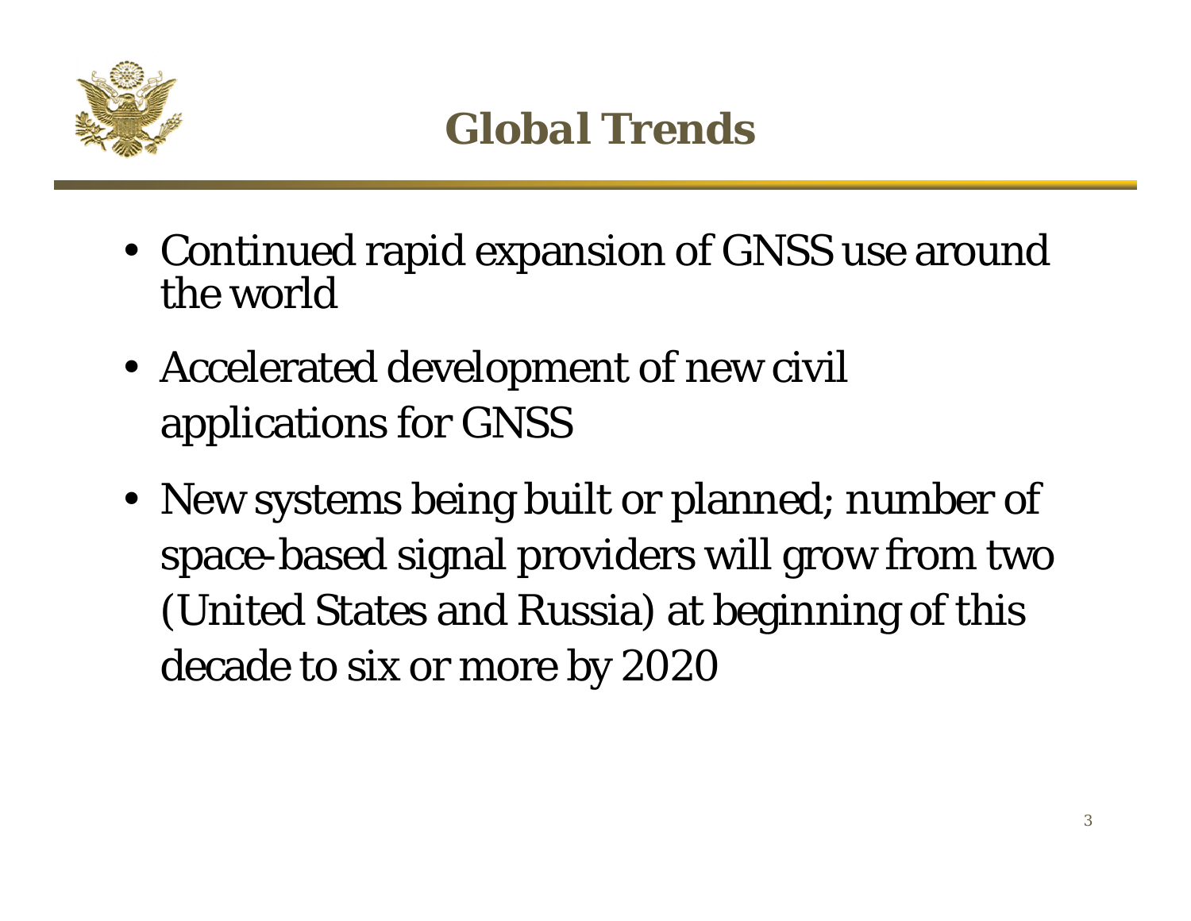# Global Trends

- Continued rapid expansion of GNSS use around the world
- Accelerated development of new civil applications for GNSS
- New systems being built or planned; number of space-based signal providers will grow from two (United States and Russia) at beginning of this decade to six or more by 2020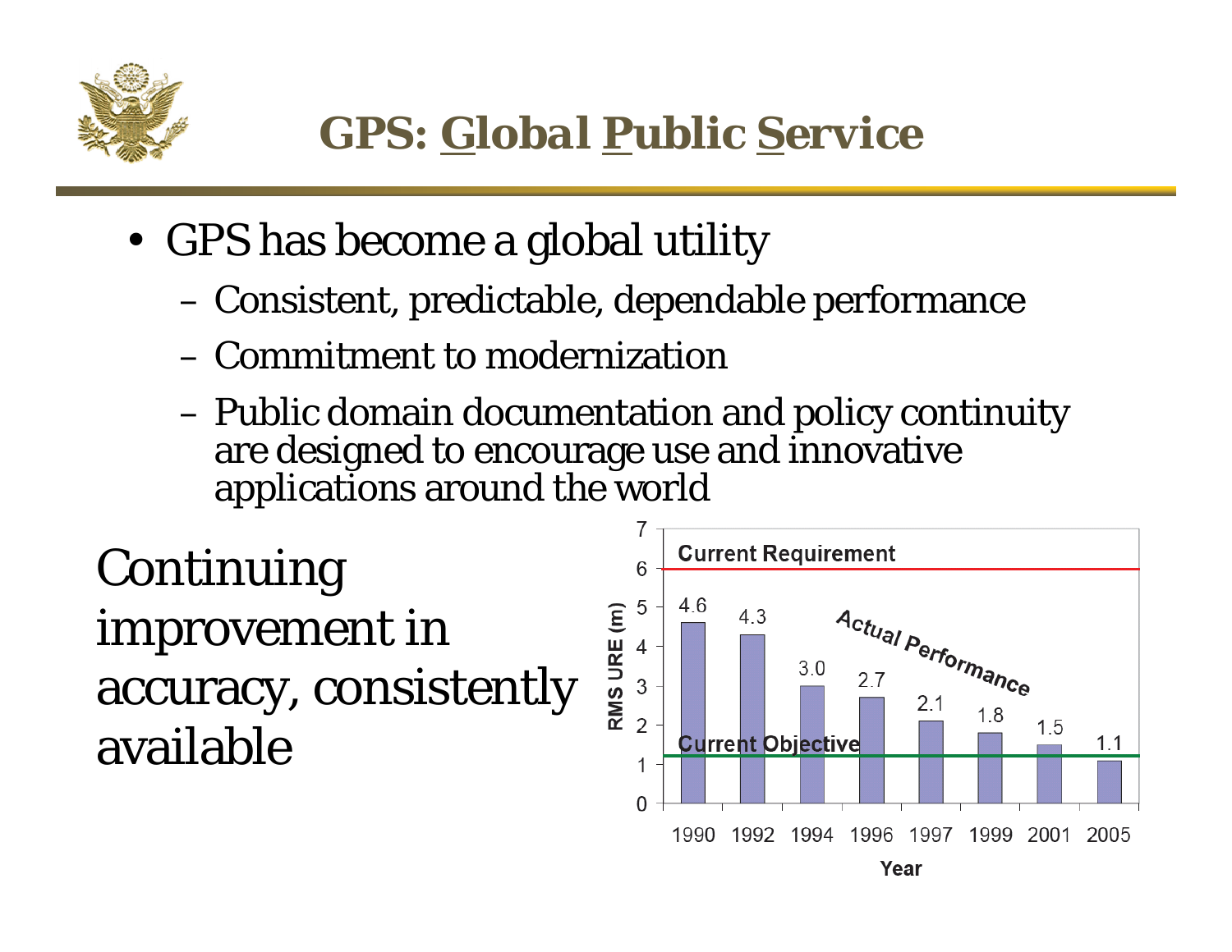# GPS: Global Public Service

- GPS has become a global utility
  - Consistent, predictable, dependable performance
  - Commitment to modernization
  - Public domain documentation and policy continuity are designed to encourage use and innovative applications around the world

Continuing improvement in accuracy, consistently available

| Year | RMS URE (m) |
| --- | --- |
| 1990 | 4.6 |
| 1992 | 4.3 |
| 1994 | 3.0 |
| 1996 | 2.7 |
| 1997 | 2.1 |
| 1999 | 1.8 |
| 2001 | 1.5 |
| 2005 | 1.1 |

Current Requirement: 6 m; Current Objective: ~1.2 m; Actual Performance shown as bars.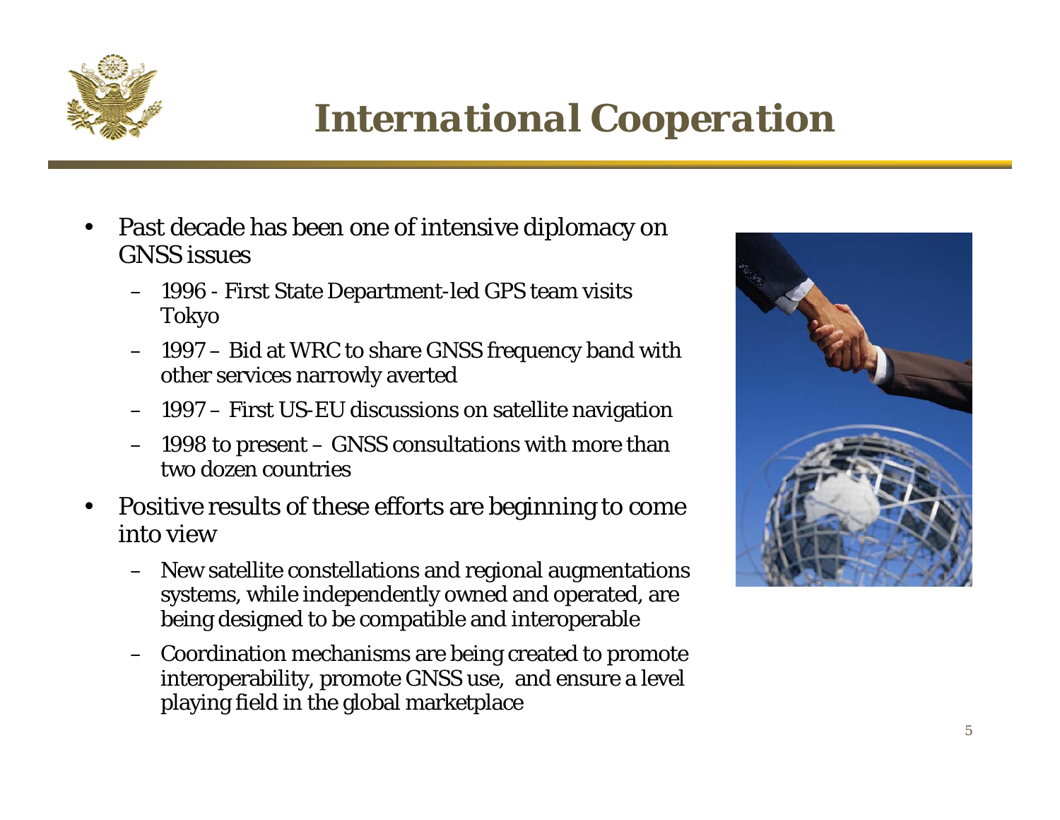# International Cooperation

- Past decade has been one of intensive diplomacy on GNSS issues
  - 1996 - First State Department-led GPS team visits Tokyo
  - 1997 – Bid at WRC to share GNSS frequency band with other services narrowly averted
  - 1997 – First US-EU discussions on satellite navigation
  - 1998 to present – GNSS consultations with more than two dozen countries
- Positive results of these efforts are beginning to come into view
  - New satellite constellations and regional augmentations systems, while independently owned and operated, are being designed to be compatible and interoperable
  - Coordination mechanisms are being created to promote interoperability, promote GNSS use, and ensure a level playing field in the global marketplace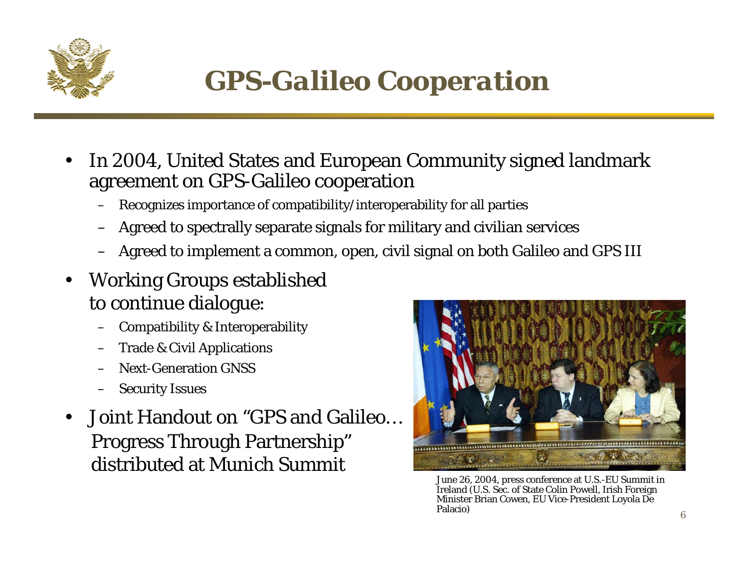# GPS-Galileo Cooperation

- In 2004, United States and European Community signed landmark agreement on GPS-Galileo cooperation
  - Recognizes importance of compatibility/interoperability for all parties
  - Agreed to spectrally separate signals for military and civilian services
  - Agreed to implement a common, open, civil signal on both Galileo and GPS III
- Working Groups established to continue dialogue:
  - Compatibility & Interoperability
  - Trade & Civil Applications
  - Next-Generation GNSS
  - Security Issues
- Joint Handout on "GPS and Galileo… Progress Through Partnership" distributed at Munich Summit

June 26, 2004, press conference at U.S.-EU Summit in Ireland (U.S. Sec. of State Colin Powell, Irish Foreign Minister Brian Cowen, EU Vice-President Loyola De Palacio)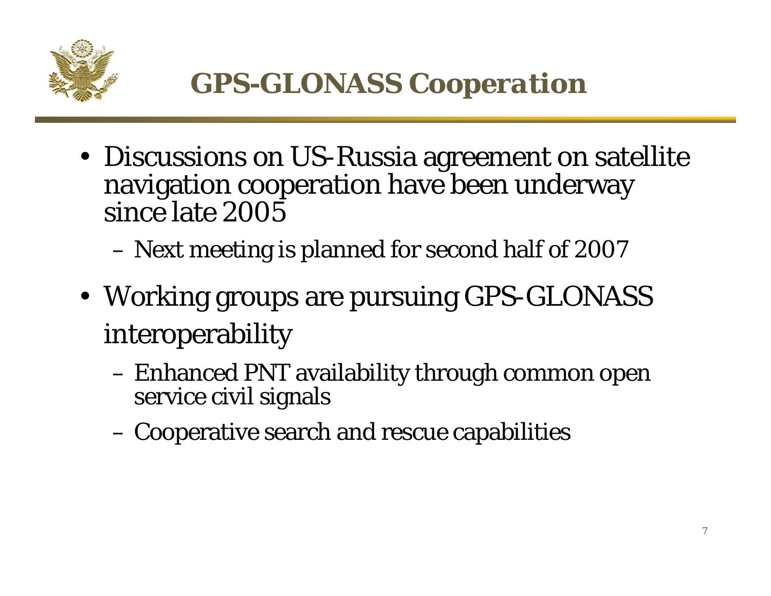# GPS-GLONASS Cooperation

- Discussions on US-Russia agreement on satellite navigation cooperation have been underway since late 2005
  - Next meeting is planned for second half of 2007
- Working groups are pursuing GPS-GLONASS interoperability
  - Enhanced PNT availability through common open service civil signals
  - Cooperative search and rescue capabilities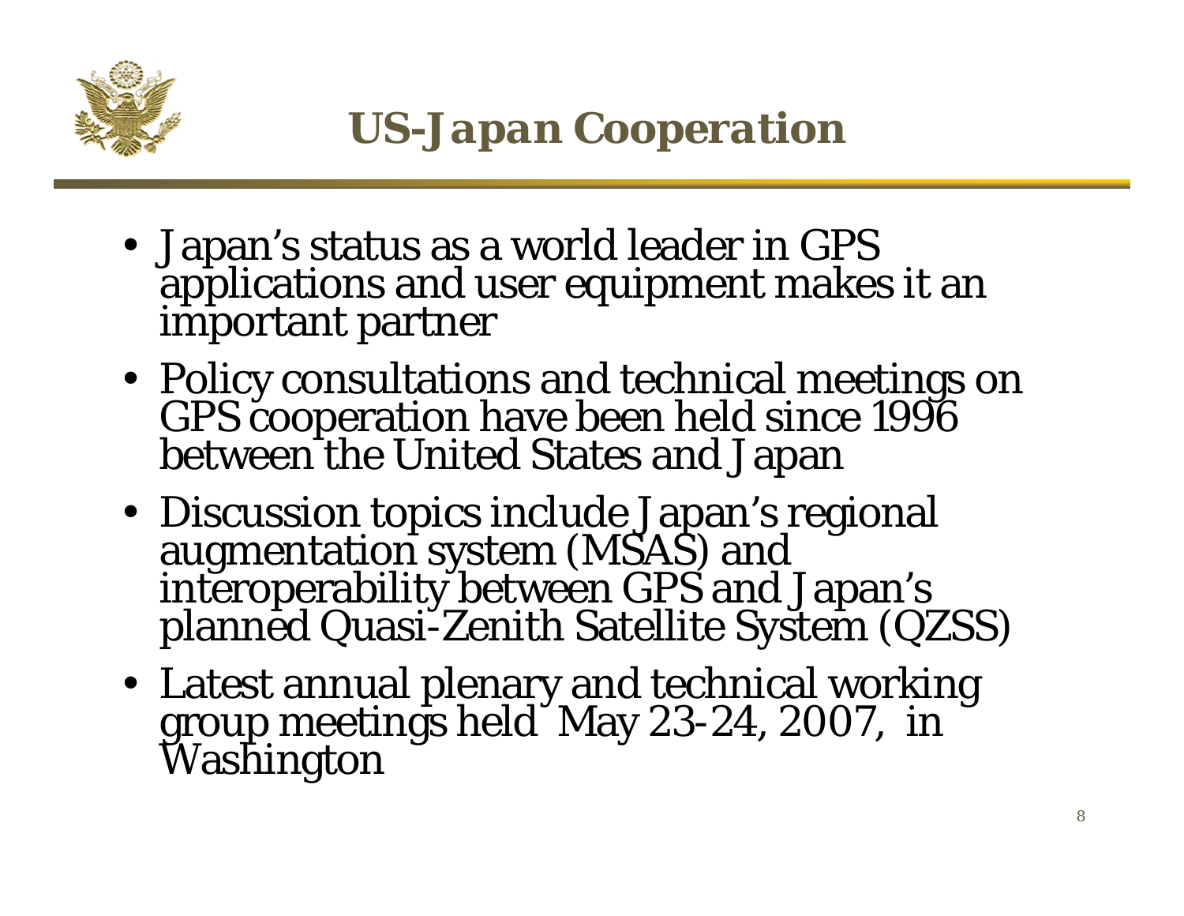# US-Japan Cooperation

- Japan's status as a world leader in GPS applications and user equipment makes it an important partner
- Policy consultations and technical meetings on GPS cooperation have been held since 1996 between the United States and Japan
- Discussion topics include Japan's regional augmentation system (MSAS) and interoperability between GPS and Japan's planned Quasi-Zenith Satellite System (QZSS)
- Latest annual plenary and technical working group meetings held May 23-24, 2007, in Washington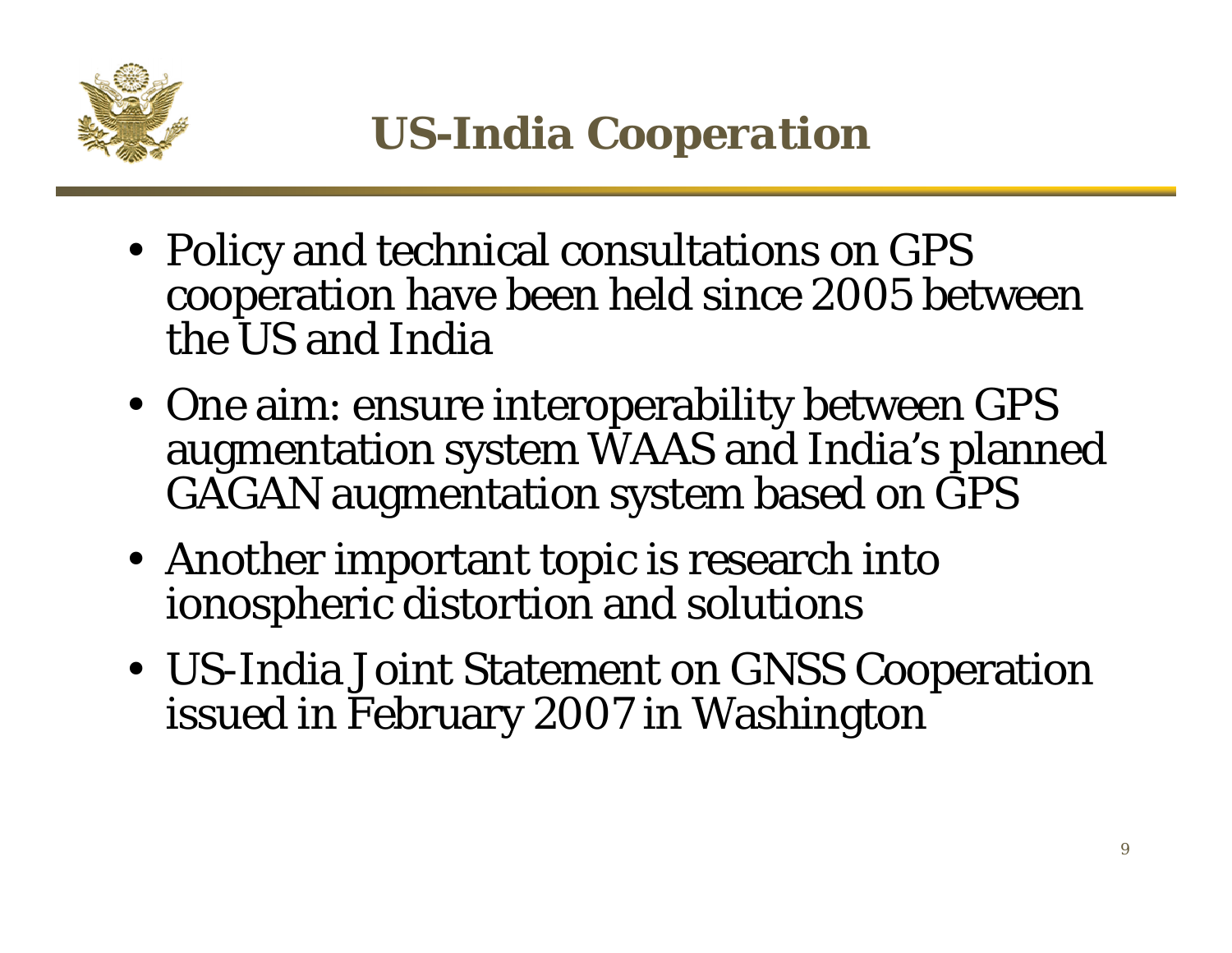# US-India Cooperation

- Policy and technical consultations on GPS cooperation have been held since 2005 between the US and India
- One aim: ensure interoperability between GPS augmentation system WAAS and India's planned GAGAN augmentation system based on GPS
- Another important topic is research into ionospheric distortion and solutions
- US-India Joint Statement on GNSS Cooperation issued in February 2007 in Washington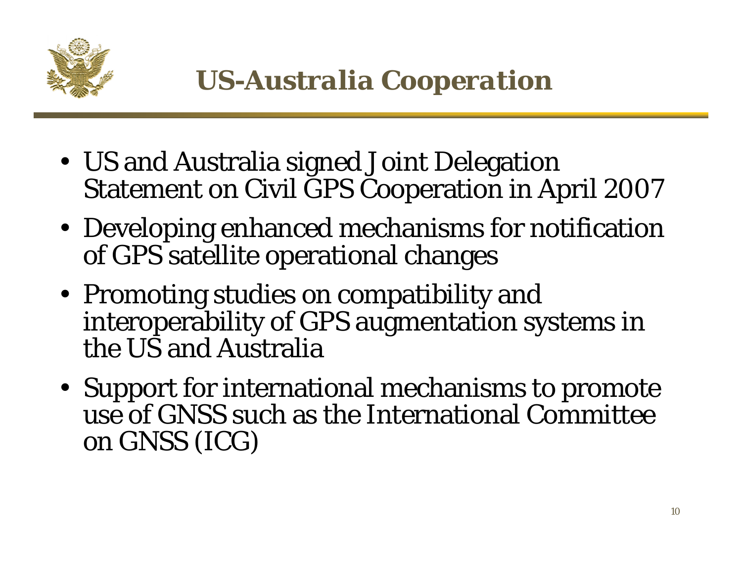# *US-Australia Cooperation*

- US and Australia signed Joint Delegation Statement on Civil GPS Cooperation in April 2007
- Developing enhanced mechanisms for notification of GPS satellite operational changes
- Promoting studies on compatibility and interoperability of GPS augmentation systems in the US and Australia
- Support for international mechanisms to promote use of GNSS such as the International Committee on GNSS (ICG)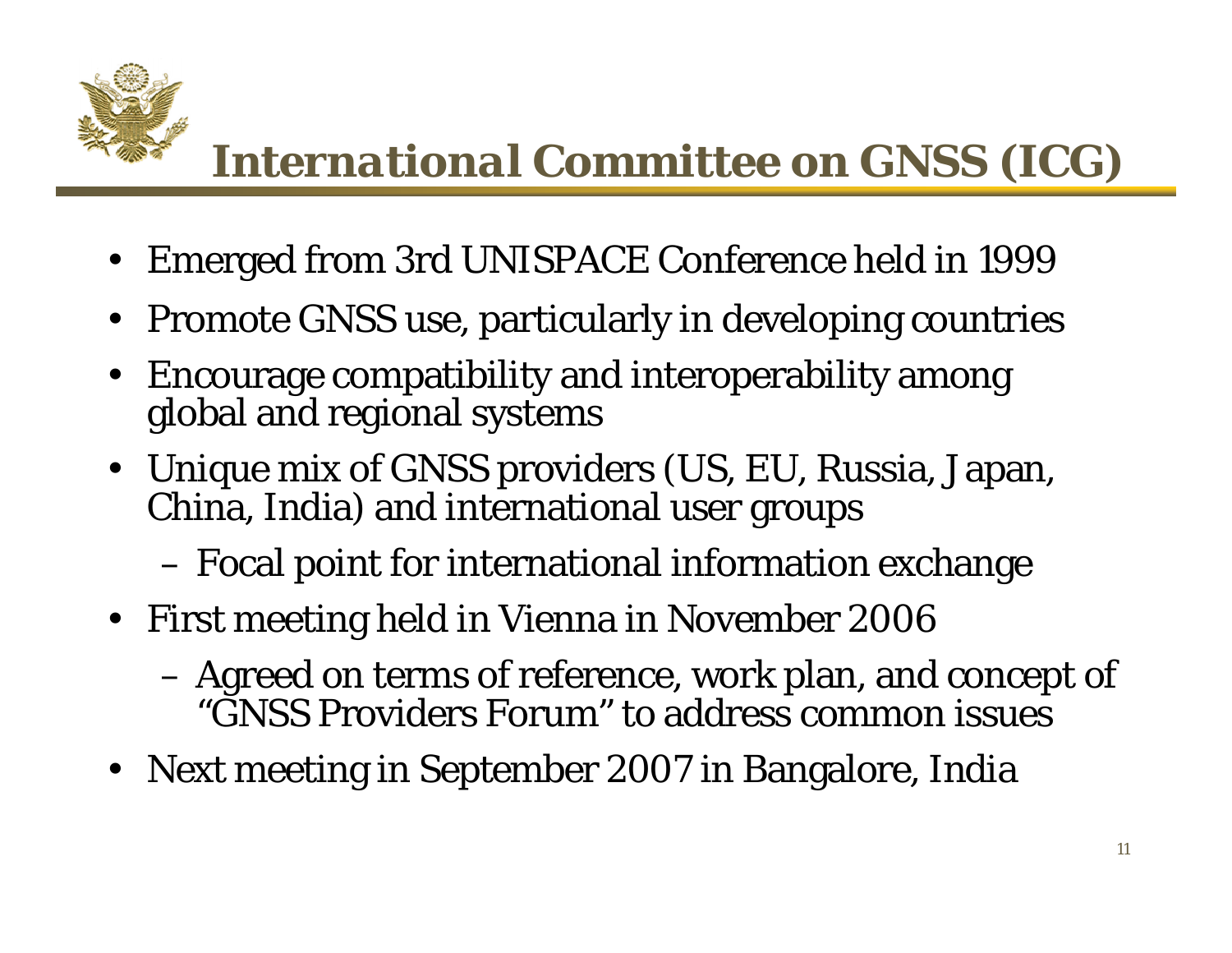# International Committee on GNSS (ICG)

- Emerged from 3rd UNISPACE Conference held in 1999
- Promote GNSS use, particularly in developing countries
- Encourage compatibility and interoperability among global and regional systems
- Unique mix of GNSS providers (US, EU, Russia, Japan, China, India) and international user groups
  - Focal point for international information exchange
- First meeting held in Vienna in November 2006
  - Agreed on terms of reference, work plan, and concept of "GNSS Providers Forum" to address common issues
- Next meeting in September 2007 in Bangalore, India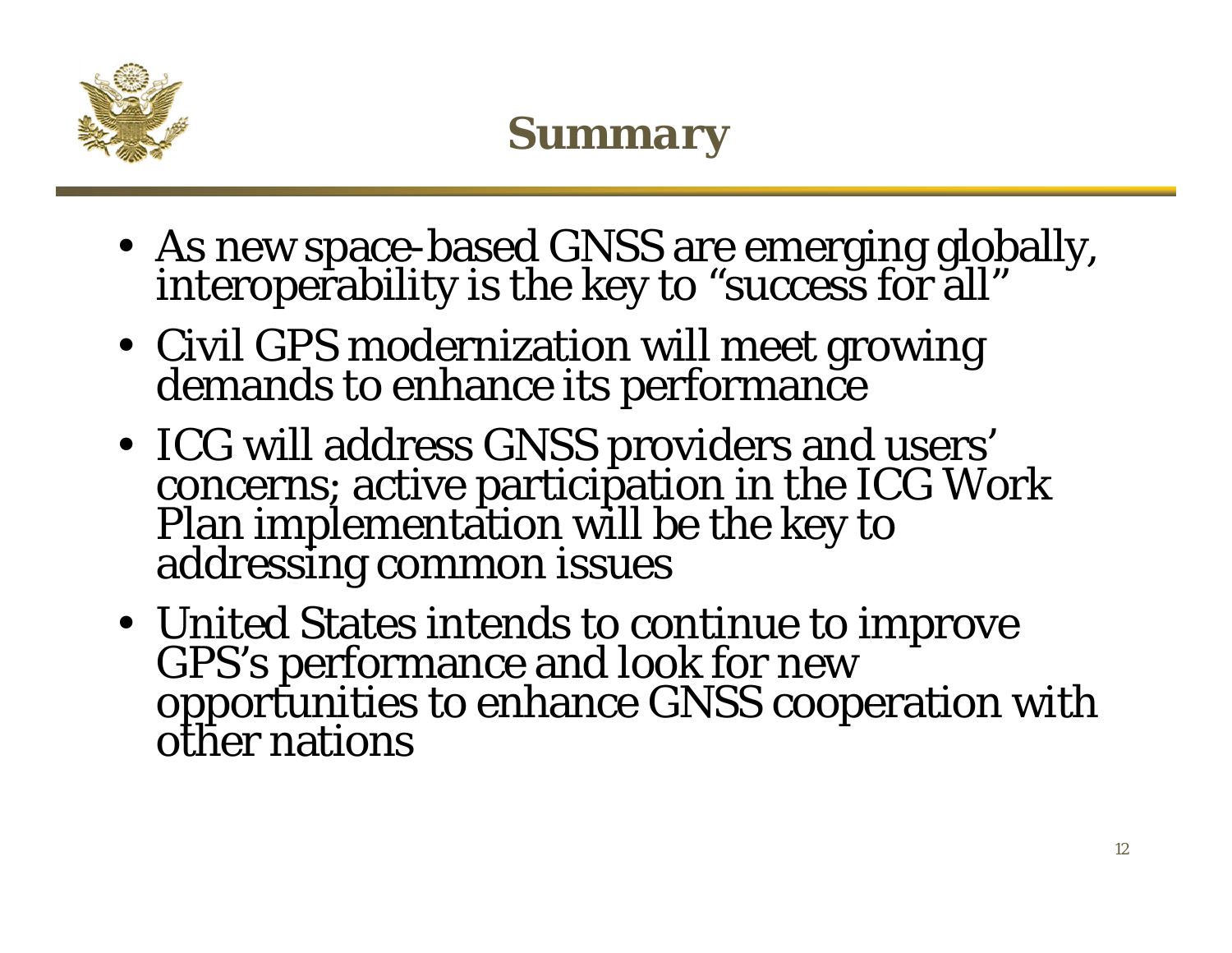# Summary

- As new space-based GNSS are emerging globally, interoperability is the key to “success for all”
- Civil GPS modernization will meet growing demands to enhance its performance
- ICG will address GNSS providers and users’ concerns; active participation in the ICG Work Plan implementation will be the key to addressing common issues
- United States intends to continue to improve GPS’s performance and look for new opportunities to enhance GNSS cooperation with other nations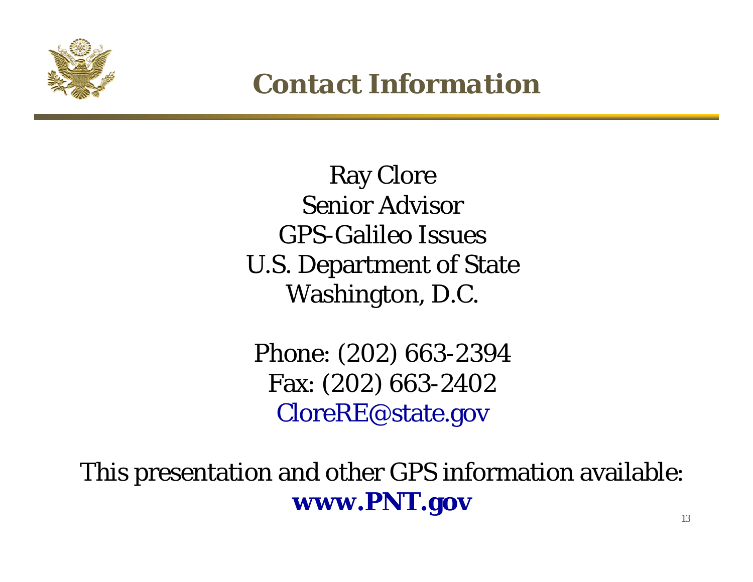# Contact Information

Ray Clore
Senior Advisor
GPS-Galileo Issues
U.S. Department of State
Washington, D.C.

Phone: (202) 663-2394
Fax: (202) 663-2402
CloreRE@state.gov

This presentation and other GPS information available:
**www.PNT.gov**